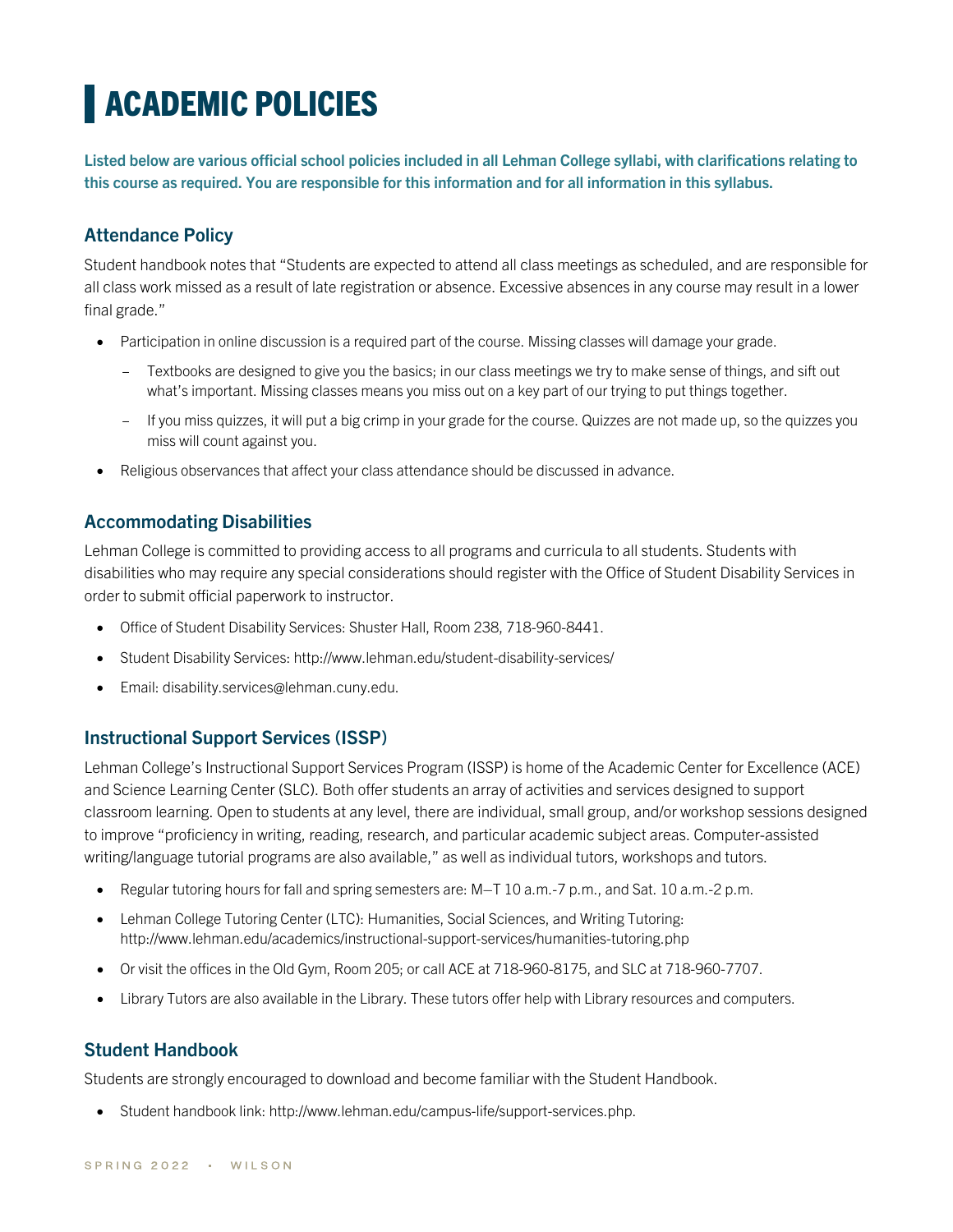# ACADEMIC POLICIES

**Listed below are various official school policies included in all Lehman College syllabi, with clarifications relating to this course as required. You are responsible for this information and for all information in this syllabus.**

## Attendance Policy

Student handbook notes that "Students are expected to attend all class meetings as scheduled, and are responsible for all class work missed as a result of late registration or absence. Excessive absences in any course may result in a lower final grade."

- Participation in online discussion is a required part of the course. Missing classes will damage your grade.
  - Textbooks are designed to give you the basics; in our class meetings we try to make sense of things, and sift out what's important. Missing classes means you miss out on a key part of our trying to put things together.
  - If you miss quizzes, it will put a big crimp in your grade for the course. Quizzes are not made up, so the quizzes you miss will count against you.
- Religious observances that affect your class attendance should be discussed in advance.

## Accommodating Disabilities

Lehman College is committed to providing access to all programs and curricula to all students. Students with disabilities who may require any special considerations should register with the Office of Student Disability Services in order to submit official paperwork to instructor.

- Office of Student Disability Services: Shuster Hall, Room 238, 718-960-8441.
- Student Disability Services: http://www.lehman.edu/student-disability-services/
- Email: disability.services@lehman.cuny.edu.

## Instructional Support Services (ISSP)

Lehman College's Instructional Support Services Program (ISSP) is home of the Academic Center for Excellence (ACE) and Science Learning Center (SLC). Both offer students an array of activities and services designed to support classroom learning. Open to students at any level, there are individual, small group, and/or workshop sessions designed to improve "proficiency in writing, reading, research, and particular academic subject areas. Computer-assisted writing/language tutorial programs are also available," as well as individual tutors, workshops and tutors.

- Regular tutoring hours for fall and spring semesters are: M—T 10 a.m.-7 p.m., and Sat. 10 a.m.-2 p.m.
- Lehman College Tutoring Center (LTC): Humanities, Social Sciences, and Writing Tutoring: http://www.lehman.edu/academics/instructional-support-services/humanities-tutoring.php
- Or visit the offices in the Old Gym, Room 205; or call ACE at 718-960-8175, and SLC at 718-960-7707.
- Library Tutors are also available in the Library. These tutors offer help with Library resources and computers.

## Student Handbook

Students are strongly encouraged to download and become familiar with the Student Handbook.

- Student handbook link: http://www.lehman.edu/campus-life/support-services.php.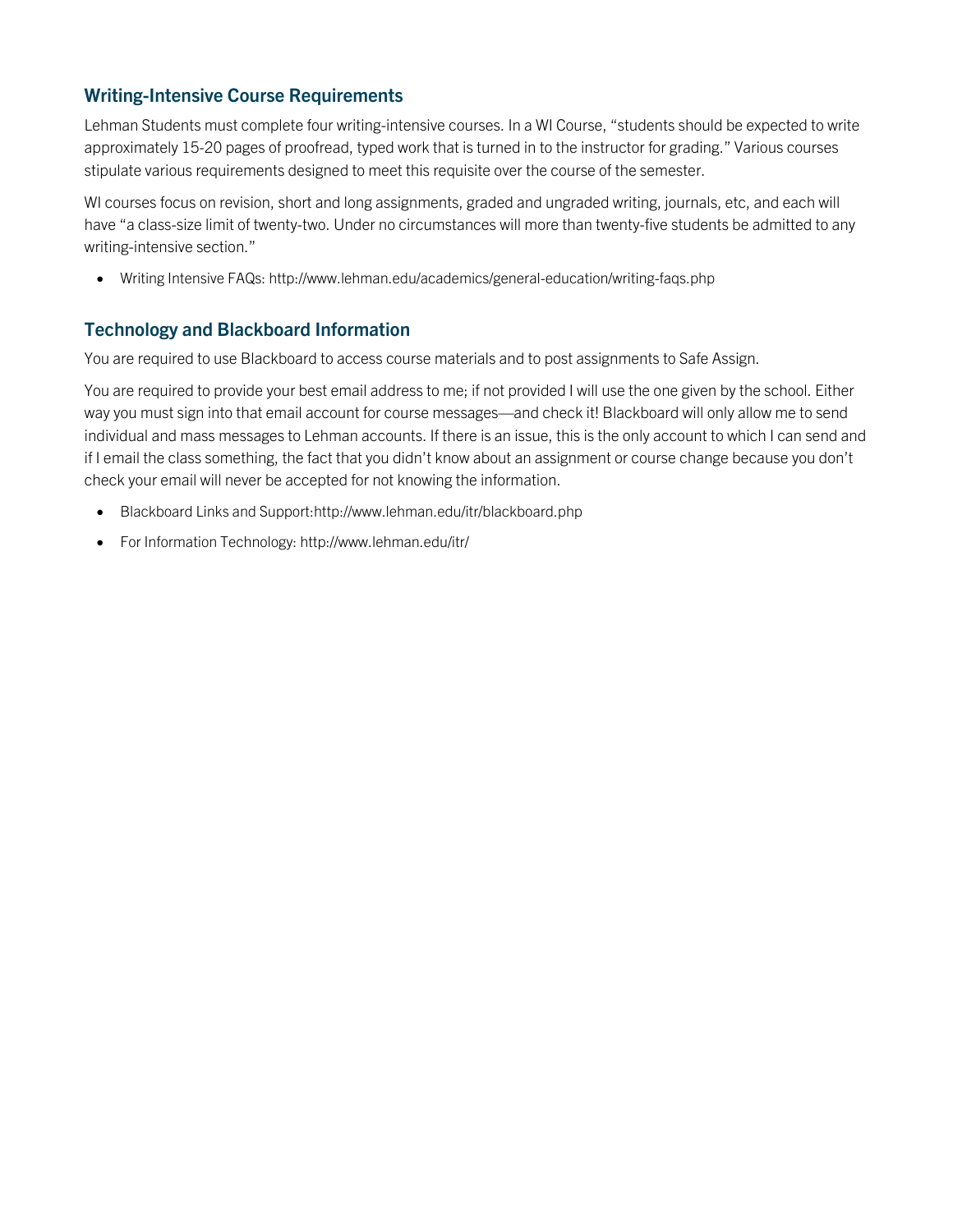## Writing-Intensive Course Requirements

Lehman Students must complete four writing-intensive courses. In a WI Course, "students should be expected to write approximately 15-20 pages of proofread, typed work that is turned in to the instructor for grading." Various courses stipulate various requirements designed to meet this requisite over the course of the semester.

WI courses focus on revision, short and long assignments, graded and ungraded writing, journals, etc, and each will have "a class-size limit of twenty-two. Under no circumstances will more than twenty-five students be admitted to any writing-intensive section."

- Writing Intensive FAQs: http://www.lehman.edu/academics/general-education/writing-faqs.php

## Technology and Blackboard Information

You are required to use Blackboard to access course materials and to post assignments to Safe Assign.

You are required to provide your best email address to me; if not provided I will use the one given by the school. Either way you must sign into that email account for course messages—and check it! Blackboard will only allow me to send individual and mass messages to Lehman accounts. If there is an issue, this is the only account to which I can send and if I email the class something, the fact that you didn't know about an assignment or course change because you don't check your email will never be accepted for not knowing the information.

- Blackboard Links and Support:http://www.lehman.edu/itr/blackboard.php
- For Information Technology: http://www.lehman.edu/itr/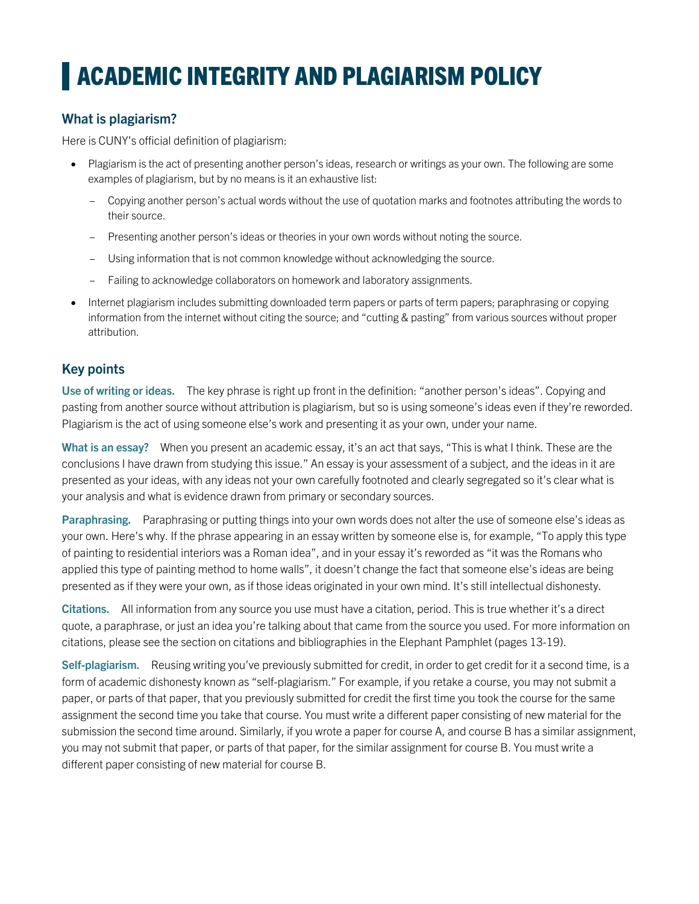# ACADEMIC INTEGRITY AND PLAGIARISM POLICY

## What is plagiarism?

Here is CUNY's official definition of plagiarism:

- Plagiarism is the act of presenting another person's ideas, research or writings as your own. The following are some examples of plagiarism, but by no means is it an exhaustive list:
  - Copying another person's actual words without the use of quotation marks and footnotes attributing the words to their source.
  - Presenting another person's ideas or theories in your own words without noting the source.
  - Using information that is not common knowledge without acknowledging the source.
  - Failing to acknowledge collaborators on homework and laboratory assignments.
- Internet plagiarism includes submitting downloaded term papers or parts of term papers; paraphrasing or copying information from the internet without citing the source; and "cutting & pasting" from various sources without proper attribution.

## Key points

**Use of writing or ideas.** The key phrase is right up front in the definition: "another person's ideas". Copying and pasting from another source without attribution is plagiarism, but so is using someone's ideas even if they're reworded. Plagiarism is the act of using someone else's work and presenting it as your own, under your name.

**What is an essay?** When you present an academic essay, it's an act that says, "This is what I think. These are the conclusions I have drawn from studying this issue." An essay is your assessment of a subject, and the ideas in it are presented as your ideas, with any ideas not your own carefully footnoted and clearly segregated so it's clear what is your analysis and what is evidence drawn from primary or secondary sources.

**Paraphrasing.** Paraphrasing or putting things into your own words does not alter the use of someone else's ideas as your own. Here's why. If the phrase appearing in an essay written by someone else is, for example, "To apply this type of painting to residential interiors was a Roman idea", and in your essay it's reworded as "it was the Romans who applied this type of painting method to home walls", it doesn't change the fact that someone else's ideas are being presented as if they were your own, as if those ideas originated in your own mind. It's still intellectual dishonesty.

**Citations.** All information from any source you use must have a citation, period. This is true whether it's a direct quote, a paraphrase, or just an idea you're talking about that came from the source you used. For more information on citations, please see the section on citations and bibliographies in the Elephant Pamphlet (pages 13-19).

**Self-plagiarism.** Reusing writing you've previously submitted for credit, in order to get credit for it a second time, is a form of academic dishonesty known as "self-plagiarism." For example, if you retake a course, you may not submit a paper, or parts of that paper, that you previously submitted for credit the first time you took the course for the same assignment the second time you take that course. You must write a different paper consisting of new material for the submission the second time around. Similarly, if you wrote a paper for course A, and course B has a similar assignment, you may not submit that paper, or parts of that paper, for the similar assignment for course B. You must write a different paper consisting of new material for course B.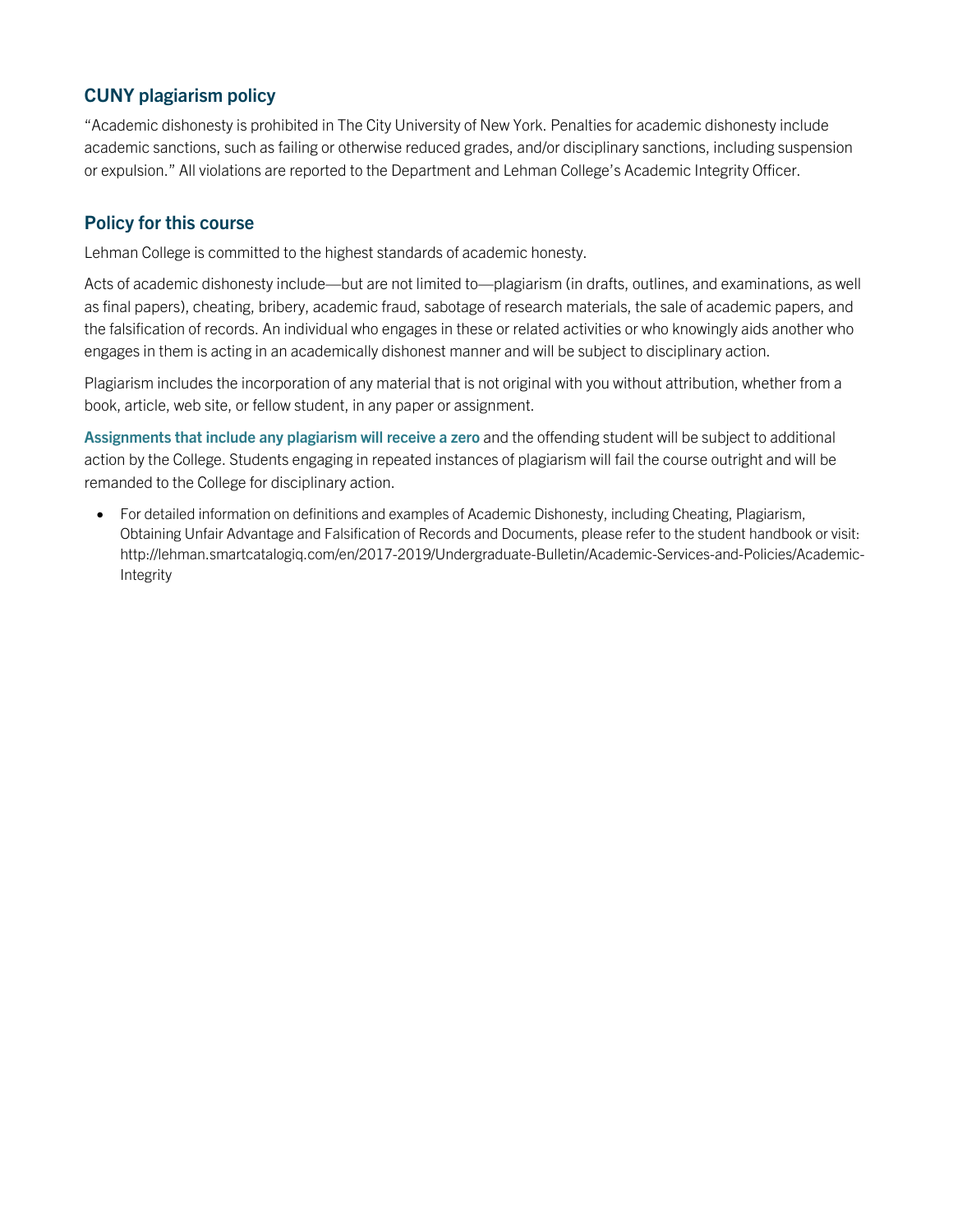## CUNY plagiarism policy

"Academic dishonesty is prohibited in The City University of New York. Penalties for academic dishonesty include academic sanctions, such as failing or otherwise reduced grades, and/or disciplinary sanctions, including suspension or expulsion." All violations are reported to the Department and Lehman College's Academic Integrity Officer.

## Policy for this course

Lehman College is committed to the highest standards of academic honesty.

Acts of academic dishonesty include—but are not limited to—plagiarism (in drafts, outlines, and examinations, as well as final papers), cheating, bribery, academic fraud, sabotage of research materials, the sale of academic papers, and the falsification of records. An individual who engages in these or related activities or who knowingly aids another who engages in them is acting in an academically dishonest manner and will be subject to disciplinary action.

Plagiarism includes the incorporation of any material that is not original with you without attribution, whether from a book, article, web site, or fellow student, in any paper or assignment.

**Assignments that include any plagiarism will receive a zero** and the offending student will be subject to additional action by the College. Students engaging in repeated instances of plagiarism will fail the course outright and will be remanded to the College for disciplinary action.

- For detailed information on definitions and examples of Academic Dishonesty, including Cheating, Plagiarism, Obtaining Unfair Advantage and Falsification of Records and Documents, please refer to the student handbook or visit: http://lehman.smartcatalogiq.com/en/2017-2019/Undergraduate-Bulletin/Academic-Services-and-Policies/Academic-Integrity